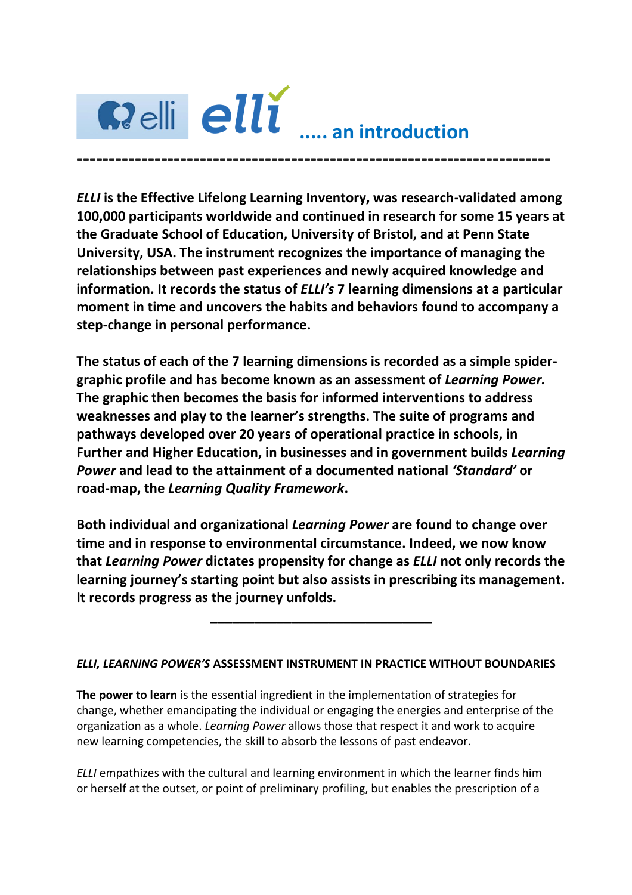# elli ..... an introduction

---

***ELLI* is the Effective Lifelong Learning Inventory, was research-validated among 100,000 participants worldwide and continued in research for some 15 years at the Graduate School of Education, University of Bristol, and at Penn State University, USA. The instrument recognizes the importance of managing the relationships between past experiences and newly acquired knowledge and information. It records the status of *ELLI's* 7 learning dimensions at a particular moment in time and uncovers the habits and behaviors found to accompany a step-change in personal performance.**

**The status of each of the 7 learning dimensions is recorded as a simple spider-graphic profile and has become known as an assessment of *Learning Power.* The graphic then becomes the basis for informed interventions to address weaknesses and play to the learner's strengths. The suite of programs and pathways developed over 20 years of operational practice in schools, in Further and Higher Education, in businesses and in government builds *Learning Power* and lead to the attainment of a documented national *'Standard'* or road-map, the *Learning Quality Framework*.**

**Both individual and organizational *Learning Power* are found to change over time and in response to environmental circumstance. Indeed, we now know that *Learning Power* dictates propensity for change as *ELLI* not only records the learning journey's starting point but also assists in prescribing its management. It records progress as the journey unfolds.**

---

***ELLI, LEARNING POWER'S* ASSESSMENT INSTRUMENT IN PRACTICE WITHOUT BOUNDARIES**

**The power to learn** is the essential ingredient in the implementation of strategies for change, whether emancipating the individual or engaging the energies and enterprise of the organization as a whole. *Learning Power* allows those that respect it and work to acquire new learning competencies, the skill to absorb the lessons of past endeavor.

*ELLI* empathizes with the cultural and learning environment in which the learner finds him or herself at the outset, or point of preliminary profiling, but enables the prescription of a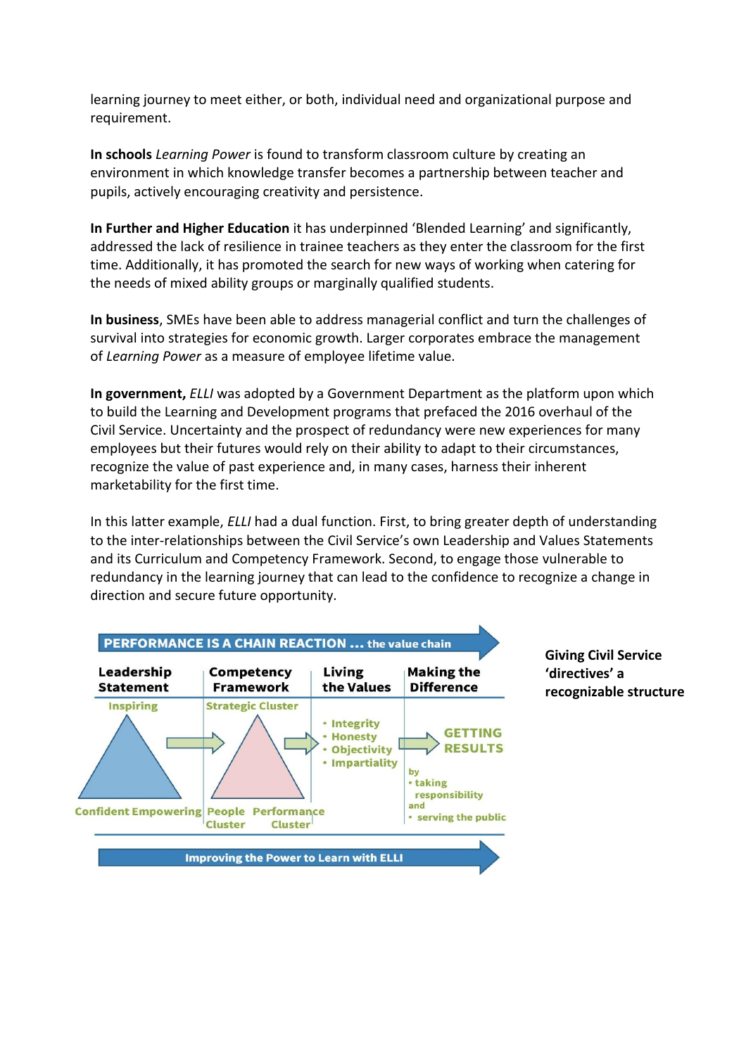learning journey to meet either, or both, individual need and organizational purpose and requirement.

**In schools** *Learning Power* is found to transform classroom culture by creating an environment in which knowledge transfer becomes a partnership between teacher and pupils, actively encouraging creativity and persistence.

**In Further and Higher Education** it has underpinned 'Blended Learning' and significantly, addressed the lack of resilience in trainee teachers as they enter the classroom for the first time. Additionally, it has promoted the search for new ways of working when catering for the needs of mixed ability groups or marginally qualified students.

**In business**, SMEs have been able to address managerial conflict and turn the challenges of survival into strategies for economic growth. Larger corporates embrace the management of *Learning Power* as a measure of employee lifetime value.

**In government,** *ELLI* was adopted by a Government Department as the platform upon which to build the Learning and Development programs that prefaced the 2016 overhaul of the Civil Service. Uncertainty and the prospect of redundancy were new experiences for many employees but their futures would rely on their ability to adapt to their circumstances, recognize the value of past experience and, in many cases, harness their inherent marketability for the first time.

In this latter example, *ELLI* had a dual function. First, to bring greater depth of understanding to the inter-relationships between the Civil Service's own Leadership and Values Statements and its Curriculum and Competency Framework. Second, to engage those vulnerable to redundancy in the learning journey that can lead to the confidence to recognize a change in direction and secure future opportunity.

**PERFORMANCE IS A CHAIN REACTION … the value chain**

| Leadership Statement | Competency Framework | Living the Values | Making the Difference |
|---|---|---|---|
| Inspiring; Confident; Empowering | Strategic Cluster; People Cluster; Performance Cluster | • Integrity<br>• Honesty<br>• Objectivity<br>• Impartiality | GETTING RESULTS by<br>• taking responsibility and<br>• serving the public |

**Improving the Power to Learn with ELLI**

**Giving Civil Service 'directives' a recognizable structure**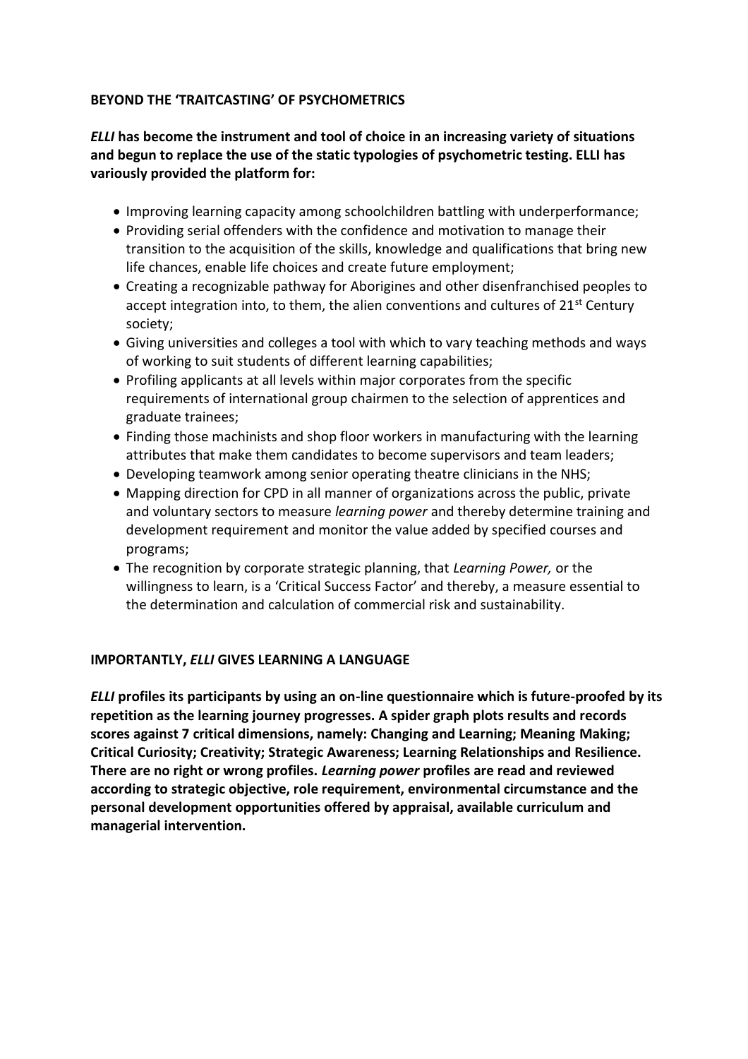**BEYOND THE 'TRAITCASTING' OF PSYCHOMETRICS**

***ELLI*** **has become the instrument and tool of choice in an increasing variety of situations and begun to replace the use of the static typologies of psychometric testing. ELLI has variously provided the platform for:**

- Improving learning capacity among schoolchildren battling with underperformance;
- Providing serial offenders with the confidence and motivation to manage their transition to the acquisition of the skills, knowledge and qualifications that bring new life chances, enable life choices and create future employment;
- Creating a recognizable pathway for Aborigines and other disenfranchised peoples to accept integration into, to them, the alien conventions and cultures of 21st Century society;
- Giving universities and colleges a tool with which to vary teaching methods and ways of working to suit students of different learning capabilities;
- Profiling applicants at all levels within major corporates from the specific requirements of international group chairmen to the selection of apprentices and graduate trainees;
- Finding those machinists and shop floor workers in manufacturing with the learning attributes that make them candidates to become supervisors and team leaders;
- Developing teamwork among senior operating theatre clinicians in the NHS;
- Mapping direction for CPD in all manner of organizations across the public, private and voluntary sectors to measure *learning power* and thereby determine training and development requirement and monitor the value added by specified courses and programs;
- The recognition by corporate strategic planning, that *Learning Power,* or the willingness to learn, is a 'Critical Success Factor' and thereby, a measure essential to the determination and calculation of commercial risk and sustainability.

**IMPORTANTLY, *ELLI* GIVES LEARNING A LANGUAGE**

***ELLI*** **profiles its participants by using an on-line questionnaire which is future-proofed by its repetition as the learning journey progresses. A spider graph plots results and records scores against 7 critical dimensions, namely: Changing and Learning; Meaning Making; Critical Curiosity; Creativity; Strategic Awareness; Learning Relationships and Resilience. There are no right or wrong profiles.** ***Learning power*** **profiles are read and reviewed according to strategic objective, role requirement, environmental circumstance and the personal development opportunities offered by appraisal, available curriculum and managerial intervention.**